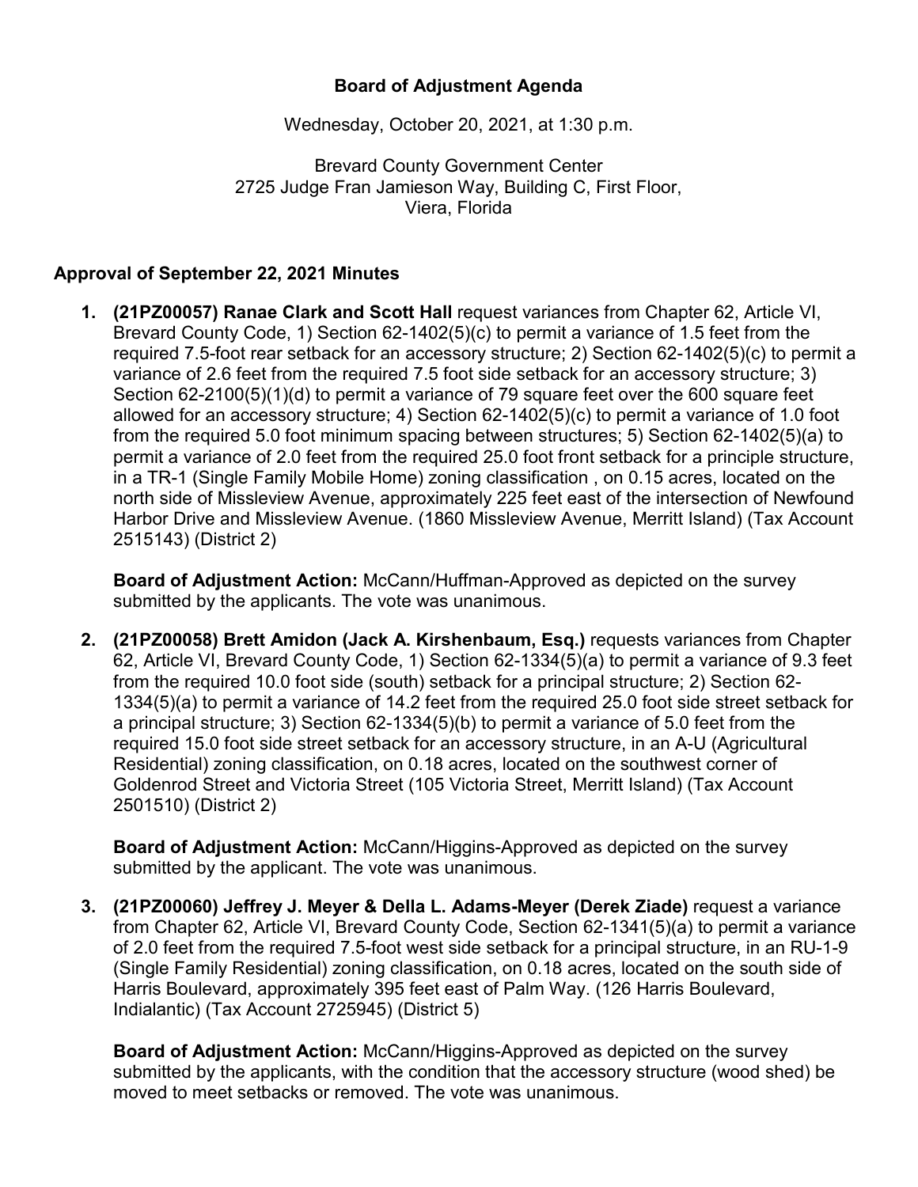# Board of Adjustment Agenda

Wednesday, October 20, 2021, at 1:30 p.m.

Brevard County Government Center
2725 Judge Fran Jamieson Way, Building C, First Floor,
Viera, Florida

## Approval of September 22, 2021 Minutes

1. **(21PZ00057) Ranae Clark and Scott Hall** request variances from Chapter 62, Article VI, Brevard County Code, 1) Section 62-1402(5)(c) to permit a variance of 1.5 feet from the required 7.5-foot rear setback for an accessory structure; 2) Section 62-1402(5)(c) to permit a variance of 2.6 feet from the required 7.5 foot side setback for an accessory structure; 3) Section 62-2100(5)(1)(d) to permit a variance of 79 square feet over the 600 square feet allowed for an accessory structure; 4) Section 62-1402(5)(c) to permit a variance of 1.0 foot from the required 5.0 foot minimum spacing between structures; 5) Section 62-1402(5)(a) to permit a variance of 2.0 feet from the required 25.0 foot front setback for a principle structure, in a TR-1 (Single Family Mobile Home) zoning classification , on 0.15 acres, located on the north side of Missleview Avenue, approximately 225 feet east of the intersection of Newfound Harbor Drive and Missleview Avenue. (1860 Missleview Avenue, Merritt Island) (Tax Account 2515143) (District 2)

   **Board of Adjustment Action:** McCann/Huffman-Approved as depicted on the survey submitted by the applicants. The vote was unanimous.

2. **(21PZ00058) Brett Amidon (Jack A. Kirshenbaum, Esq.)** requests variances from Chapter 62, Article VI, Brevard County Code, 1) Section 62-1334(5)(a) to permit a variance of 9.3 feet from the required 10.0 foot side (south) setback for a principal structure; 2) Section 62-1334(5)(a) to permit a variance of 14.2 feet from the required 25.0 foot side street setback for a principal structure; 3) Section 62-1334(5)(b) to permit a variance of 5.0 feet from the required 15.0 foot side street setback for an accessory structure, in an A-U (Agricultural Residential) zoning classification, on 0.18 acres, located on the southwest corner of Goldenrod Street and Victoria Street (105 Victoria Street, Merritt Island) (Tax Account 2501510) (District 2)

   **Board of Adjustment Action:** McCann/Higgins-Approved as depicted on the survey submitted by the applicant. The vote was unanimous.

3. **(21PZ00060) Jeffrey J. Meyer & Della L. Adams-Meyer (Derek Ziade)** request a variance from Chapter 62, Article VI, Brevard County Code, Section 62-1341(5)(a) to permit a variance of 2.0 feet from the required 7.5-foot west side setback for a principal structure, in an RU-1-9 (Single Family Residential) zoning classification, on 0.18 acres, located on the south side of Harris Boulevard, approximately 395 feet east of Palm Way. (126 Harris Boulevard, Indialantic) (Tax Account 2725945) (District 5)

   **Board of Adjustment Action:** McCann/Higgins-Approved as depicted on the survey submitted by the applicants, with the condition that the accessory structure (wood shed) be moved to meet setbacks or removed. The vote was unanimous.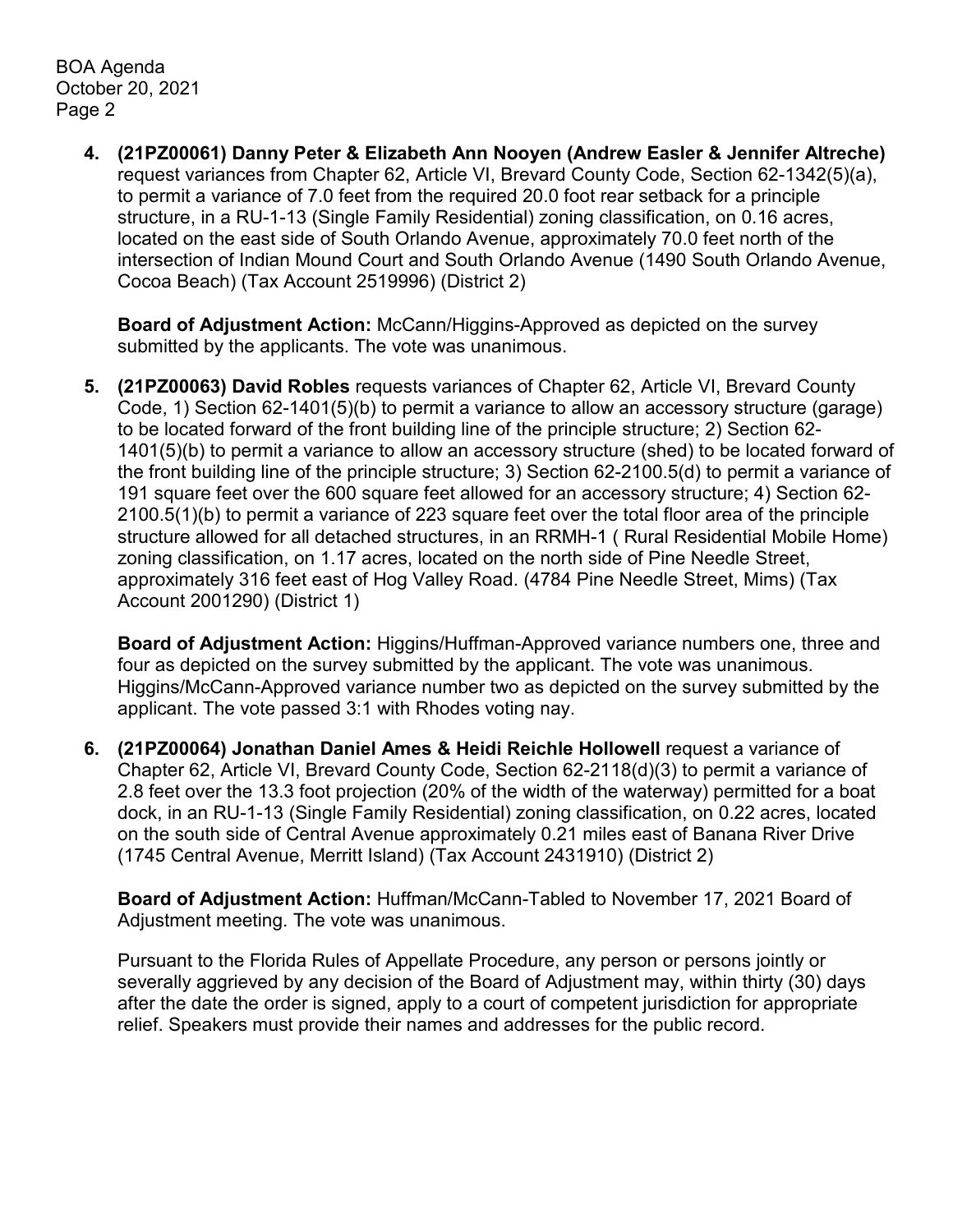4. **(21PZ00061) Danny Peter & Elizabeth Ann Nooyen (Andrew Easler & Jennifer Altreche)** request variances from Chapter 62, Article VI, Brevard County Code, Section 62-1342(5)(a), to permit a variance of 7.0 feet from the required 20.0 foot rear setback for a principle structure, in a RU-1-13 (Single Family Residential) zoning classification, on 0.16 acres, located on the east side of South Orlando Avenue, approximately 70.0 feet north of the intersection of Indian Mound Court and South Orlando Avenue (1490 South Orlando Avenue, Cocoa Beach) (Tax Account 2519996) (District 2)

   **Board of Adjustment Action:** McCann/Higgins-Approved as depicted on the survey submitted by the applicants. The vote was unanimous.

5. **(21PZ00063) David Robles** requests variances of Chapter 62, Article VI, Brevard County Code, 1) Section 62-1401(5)(b) to permit a variance to allow an accessory structure (garage) to be located forward of the front building line of the principle structure; 2) Section 62-1401(5)(b) to permit a variance to allow an accessory structure (shed) to be located forward of the front building line of the principle structure; 3) Section 62-2100.5(d) to permit a variance of 191 square feet over the 600 square feet allowed for an accessory structure; 4) Section 62-2100.5(1)(b) to permit a variance of 223 square feet over the total floor area of the principle structure allowed for all detached structures, in an RRMH-1 ( Rural Residential Mobile Home) zoning classification, on 1.17 acres, located on the north side of Pine Needle Street, approximately 316 feet east of Hog Valley Road. (4784 Pine Needle Street, Mims) (Tax Account 2001290) (District 1)

   **Board of Adjustment Action:** Higgins/Huffman-Approved variance numbers one, three and four as depicted on the survey submitted by the applicant. The vote was unanimous. Higgins/McCann-Approved variance number two as depicted on the survey submitted by the applicant. The vote passed 3:1 with Rhodes voting nay.

6. **(21PZ00064) Jonathan Daniel Ames & Heidi Reichle Hollowell** request a variance of Chapter 62, Article VI, Brevard County Code, Section 62-2118(d)(3) to permit a variance of 2.8 feet over the 13.3 foot projection (20% of the width of the waterway) permitted for a boat dock, in an RU-1-13 (Single Family Residential) zoning classification, on 0.22 acres, located on the south side of Central Avenue approximately 0.21 miles east of Banana River Drive (1745 Central Avenue, Merritt Island) (Tax Account 2431910) (District 2)

   **Board of Adjustment Action:** Huffman/McCann-Tabled to November 17, 2021 Board of Adjustment meeting. The vote was unanimous.

Pursuant to the Florida Rules of Appellate Procedure, any person or persons jointly or severally aggrieved by any decision of the Board of Adjustment may, within thirty (30) days after the date the order is signed, apply to a court of competent jurisdiction for appropriate relief. Speakers must provide their names and addresses for the public record.